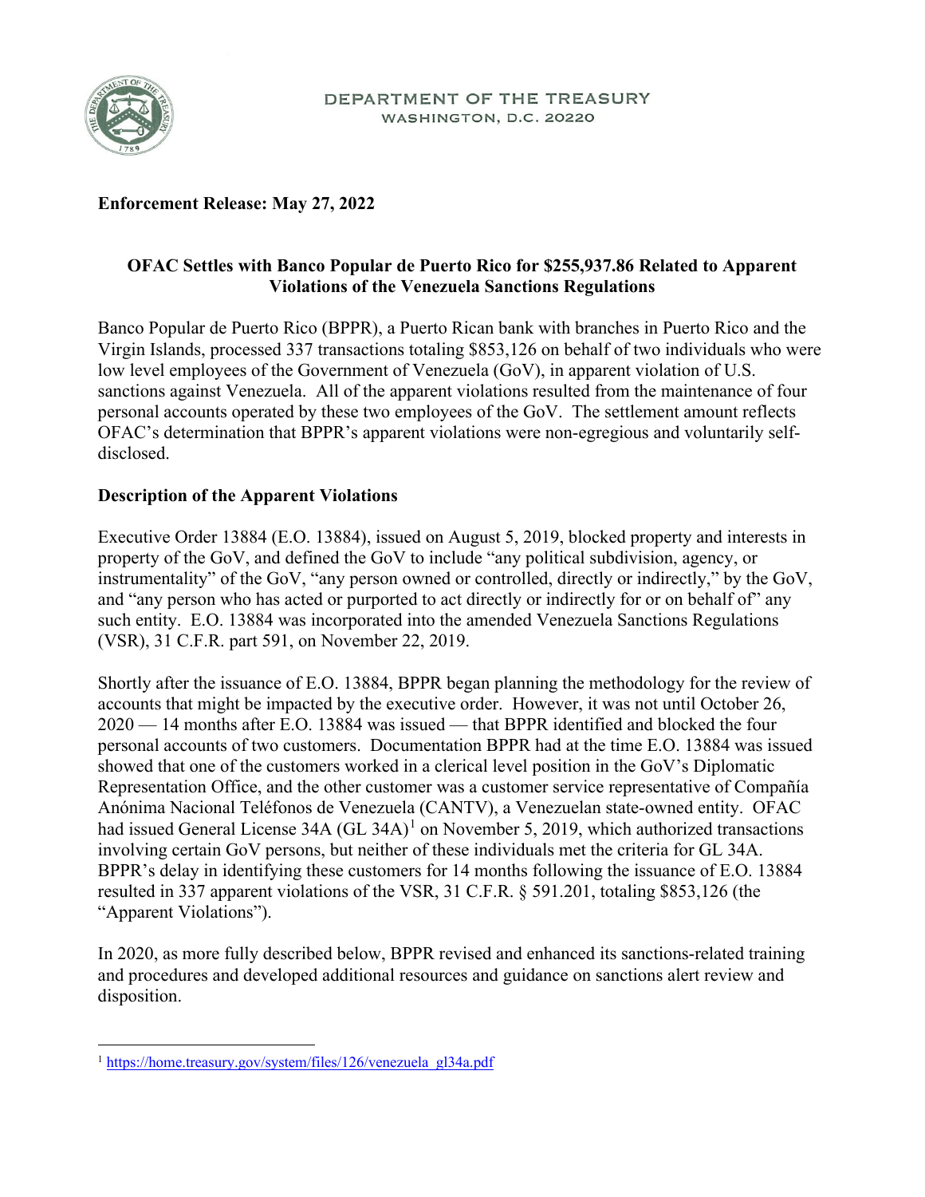DEPARTMENT OF THE TREASURY
WASHINGTON, D.C. 20220

**Enforcement Release: May 27, 2022**

## OFAC Settles with Banco Popular de Puerto Rico for $255,937.86 Related to Apparent Violations of the Venezuela Sanctions Regulations

Banco Popular de Puerto Rico (BPPR), a Puerto Rican bank with branches in Puerto Rico and the Virgin Islands, processed 337 transactions totaling $853,126 on behalf of two individuals who were low level employees of the Government of Venezuela (GoV), in apparent violation of U.S. sanctions against Venezuela. All of the apparent violations resulted from the maintenance of four personal accounts operated by these two employees of the GoV. The settlement amount reflects OFAC's determination that BPPR's apparent violations were non-egregious and voluntarily self-disclosed.

### Description of the Apparent Violations

Executive Order 13884 (E.O. 13884), issued on August 5, 2019, blocked property and interests in property of the GoV, and defined the GoV to include "any political subdivision, agency, or instrumentality" of the GoV, "any person owned or controlled, directly or indirectly," by the GoV, and "any person who has acted or purported to act directly or indirectly for or on behalf of" any such entity. E.O. 13884 was incorporated into the amended Venezuela Sanctions Regulations (VSR), 31 C.F.R. part 591, on November 22, 2019.

Shortly after the issuance of E.O. 13884, BPPR began planning the methodology for the review of accounts that might be impacted by the executive order. However, it was not until October 26, 2020 — 14 months after E.O. 13884 was issued — that BPPR identified and blocked the four personal accounts of two customers. Documentation BPPR had at the time E.O. 13884 was issued showed that one of the customers worked in a clerical level position in the GoV's Diplomatic Representation Office, and the other customer was a customer service representative of Compañía Anónima Nacional Teléfonos de Venezuela (CANTV), a Venezuelan state-owned entity. OFAC had issued General License 34A (GL 34A)[1] on November 5, 2019, which authorized transactions involving certain GoV persons, but neither of these individuals met the criteria for GL 34A. BPPR's delay in identifying these customers for 14 months following the issuance of E.O. 13884 resulted in 337 apparent violations of the VSR, 31 C.F.R. § 591.201, totaling $853,126 (the "Apparent Violations").

In 2020, as more fully described below, BPPR revised and enhanced its sanctions-related training and procedures and developed additional resources and guidance on sanctions alert review and disposition.

---

[1] https://home.treasury.gov/system/files/126/venezuela_gl34a.pdf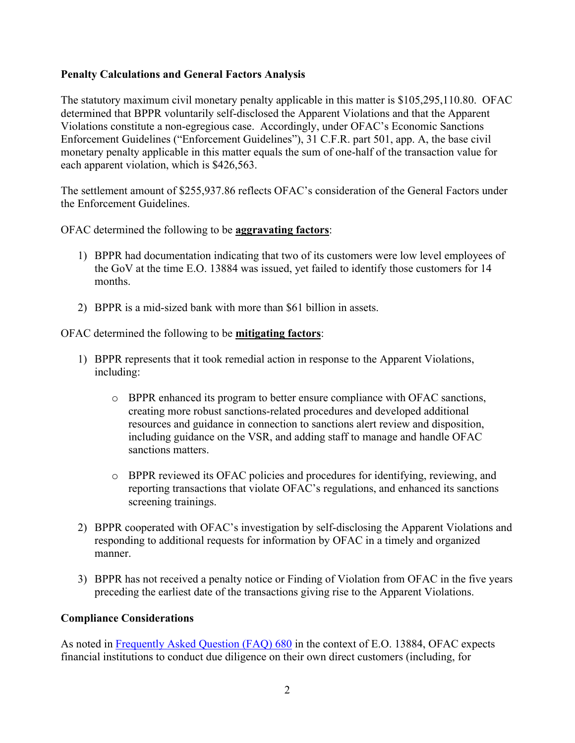**Penalty Calculations and General Factors Analysis**

The statutory maximum civil monetary penalty applicable in this matter is $105,295,110.80. OFAC determined that BPPR voluntarily self-disclosed the Apparent Violations and that the Apparent Violations constitute a non-egregious case. Accordingly, under OFAC's Economic Sanctions Enforcement Guidelines ("Enforcement Guidelines"), 31 C.F.R. part 501, app. A, the base civil monetary penalty applicable in this matter equals the sum of one-half of the transaction value for each apparent violation, which is $426,563.

The settlement amount of $255,937.86 reflects OFAC's consideration of the General Factors under the Enforcement Guidelines.

OFAC determined the following to be **aggravating factors**:

1) BPPR had documentation indicating that two of its customers were low level employees of the GoV at the time E.O. 13884 was issued, yet failed to identify those customers for 14 months.

2) BPPR is a mid-sized bank with more than $61 billion in assets.

OFAC determined the following to be **mitigating factors**:

1) BPPR represents that it took remedial action in response to the Apparent Violations, including:

   - BPPR enhanced its program to better ensure compliance with OFAC sanctions, creating more robust sanctions-related procedures and developed additional resources and guidance in connection to sanctions alert review and disposition, including guidance on the VSR, and adding staff to manage and handle OFAC sanctions matters.

   - BPPR reviewed its OFAC policies and procedures for identifying, reviewing, and reporting transactions that violate OFAC's regulations, and enhanced its sanctions screening trainings.

2) BPPR cooperated with OFAC's investigation by self-disclosing the Apparent Violations and responding to additional requests for information by OFAC in a timely and organized manner.

3) BPPR has not received a penalty notice or Finding of Violation from OFAC in the five years preceding the earliest date of the transactions giving rise to the Apparent Violations.

**Compliance Considerations**

As noted in Frequently Asked Question (FAQ) 680 in the context of E.O. 13884, OFAC expects financial institutions to conduct due diligence on their own direct customers (including, for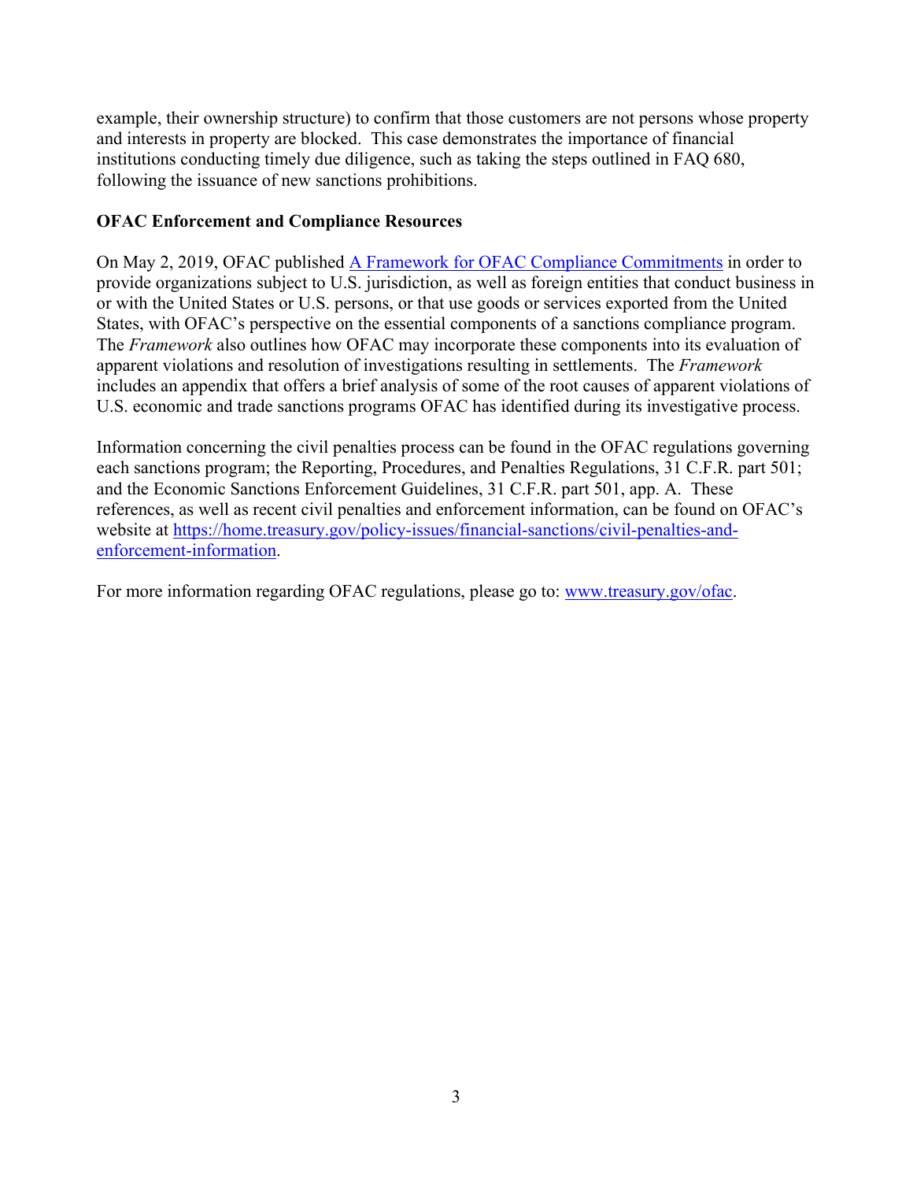example, their ownership structure) to confirm that those customers are not persons whose property and interests in property are blocked. This case demonstrates the importance of financial institutions conducting timely due diligence, such as taking the steps outlined in FAQ 680, following the issuance of new sanctions prohibitions.

**OFAC Enforcement and Compliance Resources**

On May 2, 2019, OFAC published [A Framework for OFAC Compliance Commitments]() in order to provide organizations subject to U.S. jurisdiction, as well as foreign entities that conduct business in or with the United States or U.S. persons, or that use goods or services exported from the United States, with OFAC's perspective on the essential components of a sanctions compliance program. The *Framework* also outlines how OFAC may incorporate these components into its evaluation of apparent violations and resolution of investigations resulting in settlements. The *Framework* includes an appendix that offers a brief analysis of some of the root causes of apparent violations of U.S. economic and trade sanctions programs OFAC has identified during its investigative process.

Information concerning the civil penalties process can be found in the OFAC regulations governing each sanctions program; the Reporting, Procedures, and Penalties Regulations, 31 C.F.R. part 501; and the Economic Sanctions Enforcement Guidelines, 31 C.F.R. part 501, app. A. These references, as well as recent civil penalties and enforcement information, can be found on OFAC's website at [https://home.treasury.gov/policy-issues/financial-sanctions/civil-penalties-and-enforcement-information](https://home.treasury.gov/policy-issues/financial-sanctions/civil-penalties-and-enforcement-information).

For more information regarding OFAC regulations, please go to: [www.treasury.gov/ofac](www.treasury.gov/ofac).